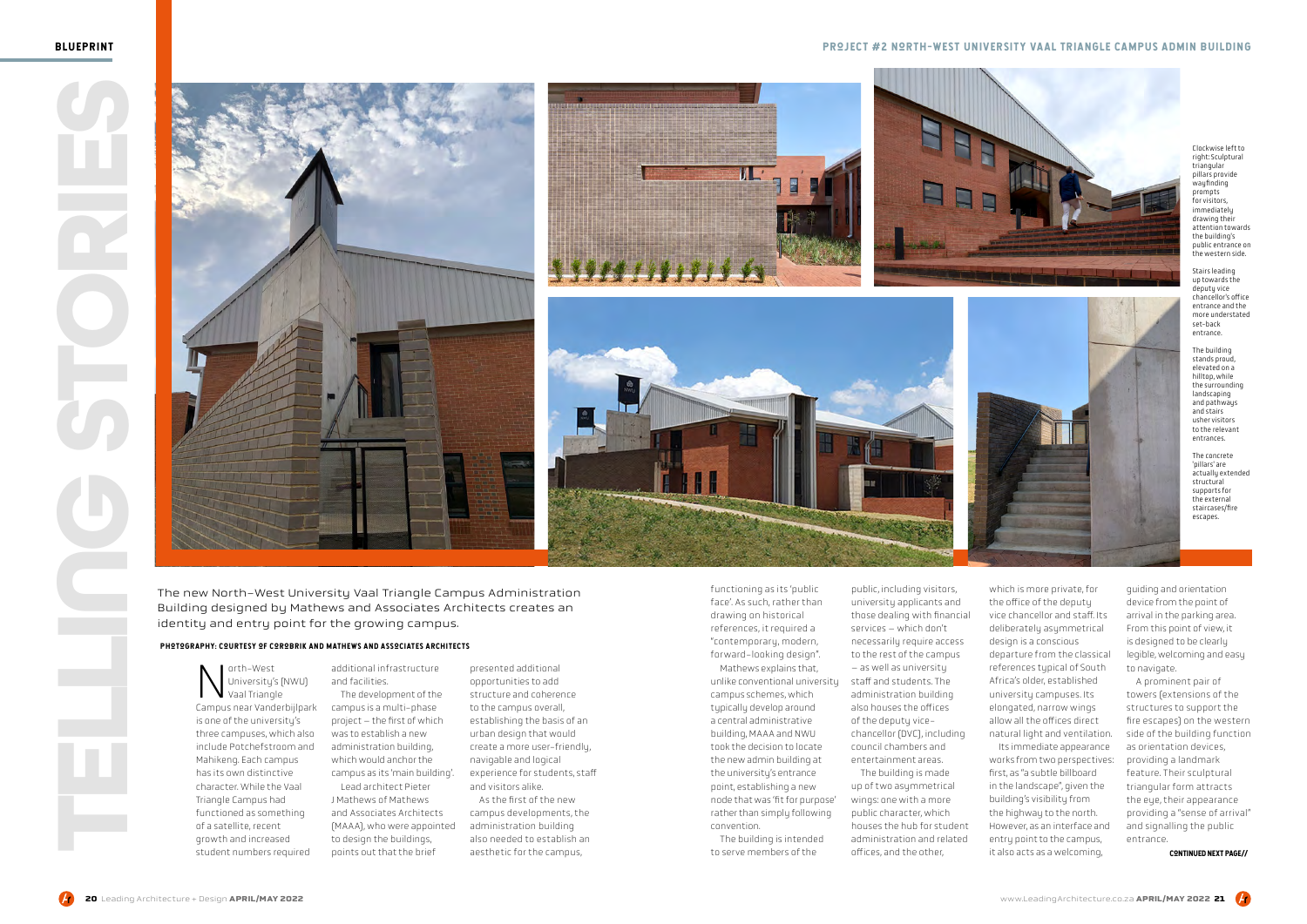# PROJECT #2 NORTH-WEST UNIVERSITY VAAL TRIANGLE CAMPUS ADMIN BUILDING

Clockwise left to right: Sculptural triangular pillars provide wayfinding prompts for visitors, immediately drawing their attention towards the building's public entrance on the western side.

Stairs leading up towards the deputy vice chancellor's office entrance and the more understated set-back entrance.

The building stands proud, elevated on a hilltop, while the surrounding landscaping and pathways and stairs usher visitors to the relevant entrances.

The concrete 'pillars' are actually extended structural supports for the external staircases/fire escapes.

The new North-West University Vaal Triangle Campus Administration Building designed by Mathews and Associates Architects creates an identity and entry point for the growing campus.

**PHOTOGRAPHY: COURTESY OF COROBRIK AND MATHEWS AND ASSOCIATES ARCHITECTS**

North-West University's (NWU) Vaal Triangle Campus near Vanderbijlpark is one of the university's three campuses, which also include Potchefstroom and Mahikeng. Each campus has its own distinctive character. While the Vaal Triangle Campus had functioned as something of a satellite, recent growth and increased student numbers required additional infrastructure and facilities.

The development of the campus is a multi-phase project – the first of which was to establish a new administration building, which would anchor the campus as its 'main building'.

Lead architect Pieter J Mathews of Mathews and Associates Architects (MAAA), who were appointed to design the buildings, points out that the brief presented additional opportunities to add structure and coherence to the campus overall, establishing the basis of an urban design that would create a more user-friendly, navigable and logical experience for students, staff and visitors alike.

As the first of the new campus developments, the administration building also needed to establish an aesthetic for the campus, functioning as its 'public face'. As such, rather than drawing on historical references, it required a "contemporary, modern, forward-looking design".

Mathews explains that, unlike conventional university campus schemes, which typically develop around a central administrative building, MAAA and NWU took the decision to locate the new admin building at the university's entrance point, establishing a new node that was 'fit for purpose' rather than simply following convention.

The building is intended to serve members of the public, including visitors, university applicants and those dealing with financial services – which don't necessarily require access to the rest of the campus – as well as university staff and students. The administration building also houses the offices of the deputy vice-chancellor (DVC), including council chambers and entertainment areas.

The building is made up of two asymmetrical wings: one with a more public character, which houses the hub for student administration and related offices, and the other, which is more private, for the office of the deputy vice chancellor and staff. Its deliberately asymmetrical design is a conscious departure from the classical references typical of South Africa's older, established university campuses. Its elongated, narrow wings allow all the offices direct natural light and ventilation.

Its immediate appearance works from two perspectives: first, as "a subtle billboard in the landscape", given the building's visibility from the highway to the north. However, as an interface and entry point to the campus, it also acts as a welcoming, guiding and orientation device from the point of arrival in the parking area. From this point of view, it is designed to be clearly legible, welcoming and easy to navigate.

A prominent pair of towers (extensions of the structures to support the fire escapes) on the western side of the building function as orientation devices, providing a landmark feature. Their sculptural triangular form attracts the eye, their appearance providing a "sense of arrival" and signalling the public entrance.

**CONTINUED NEXT PAGE//**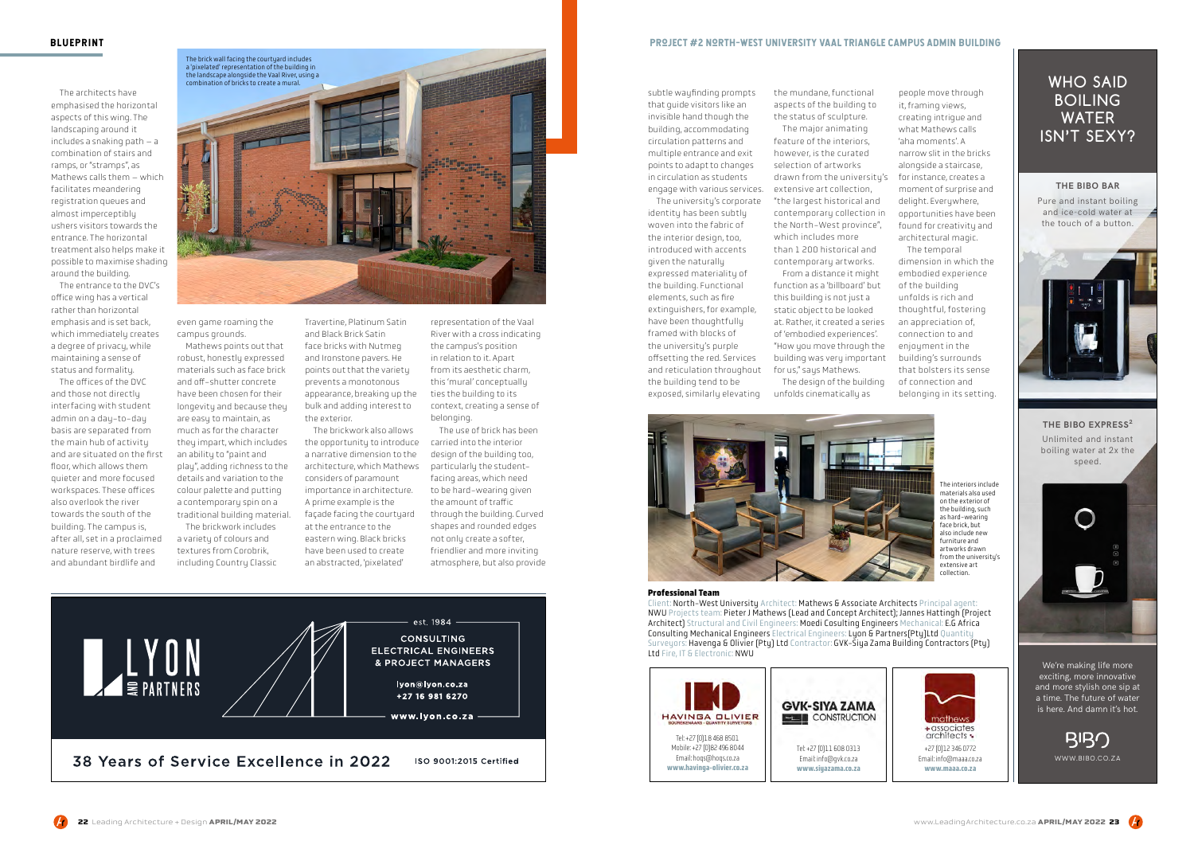The architects have emphasised the horizontal aspects of this wing. The landscaping around it includes a snaking path – a combination of stairs and ramps, or "stramps", as Mathews calls them – which facilitates meandering registration queues and almost imperceptibly ushers visitors towards the entrance. The horizontal treatment also helps make it possible to maximise shading around the building.

The entrance to the DVC's office wing has a vertical rather than horizontal emphasis and is set back, which immediately creates a degree of privacy, while maintaining a sense of status and formality.

The offices of the DVC and those not directly interfacing with student admin on a day-to-day basis are separated from the main hub of activity and are situated on the first floor, which allows them quieter and more focused workspaces. These offices also overlook the river towards the south of the building. The campus is, after all, set in a proclaimed nature reserve, with trees and abundant birdlife and even game roaming the campus grounds.

The brick wall facing the courtyard includes a 'pixelated' representation of the building in the landscape alongside the Vaal River, using a combination of bricks to create a mural.

Mathews points out that robust, honestly expressed materials such as face brick and off-shutter concrete have been chosen for their longevity and because they are easy to maintain, as much as for the character they impart, which includes an ability to "paint and play", adding richness to the details and variation to the colour palette and putting a contemporary spin on a traditional building material.

The brickwork includes a variety of colours and textures from Corobrik, including Country Classic Travertine, Platinum Satin and Black Brick Satin face bricks with Nutmeg and Ironstone pavers. He points out that the variety prevents a monotonous appearance, breaking up the bulk and adding interest to the exterior.

The brickwork also allows the opportunity to introduce a narrative dimension to the architecture, which Mathews considers of paramount importance in architecture. A prime example is the façade facing the courtyard at the entrance to the eastern wing. Black bricks have been used to create an abstracted, 'pixelated' representation of the Vaal River with a cross indicating the campus's position in relation to it. Apart from its aesthetic charm, this 'mural' conceptually ties the building to its context, creating a sense of belonging.

The use of brick has been carried into the interior design of the building too, particularly the student-facing areas, which need to be hard-wearing given the amount of traffic through the building. Curved shapes and rounded edges not only create a softer, friendlier and more inviting atmosphere, but also provide subtle wayfinding prompts that guide visitors like an invisible hand though the building, accommodating circulation patterns and multiple entrance and exit points to adapt to changes in circulation as students engage with various services.

The university's corporate identity has been subtly woven into the fabric of the interior design, too, introduced with accents given the naturally expressed materiality of the building. Functional elements, such as fire extinguishers, for example, have been thoughtfully framed with blocks of the university's purple offsetting the red. Services and reticulation throughout the building tend to be exposed, similarly elevating the mundane, functional aspects of the building to the status of sculpture.

The major animating feature of the interiors, however, is the curated selection of artworks drawn from the university's extensive art collection, "the largest historical and contemporary collection in the North-West province", which includes more than 1 200 historical and contemporary artworks.

From a distance it might function as a 'billboard' but this building is not just a static object to be looked at. Rather, it created a series of 'embodied experiences'. "How you move through the building was very important for us," says Mathews.

The design of the building unfolds cinematically as people move through it, framing views, creating intrigue and what Mathews calls 'aha moments'. A narrow slit in the bricks alongside a staircase, for instance, creates a moment of surprise and delight. Everywhere, opportunities have been found for creativity and architectural magic.

The temporal dimension in which the embodied experience of the building unfolds is rich and thoughtful, fostering an appreciation of, connection to and enjoyment in the building's surrounds that bolsters its sense of connection and belonging in its setting.

The interiors include materials also used on the exterior of the building, such as hard-wearing face brick, but also include new furniture and artworks drawn from the university's extensive art collection.

**Professional Team**

Client: NWU Projects team: North-West University Architect: Mathews & Associate Architects Principal agent: NWU Projects team: Pieter J Mathews (Lead and Concept Architect); Jannes Hattingh (Project Architect) Structural and Civil Engineers: Moedi Cosulting Engineers Mechanical: E.G Africa Consulting Mechanical Engineers Electrical Engineers: Lyon & Partners(Pty)Ltd Quantity Surveyors: Havenga & Olivier (Pty) Ltd Contractor: GVK-Siya Zama Building Contractors (Pty) Ltd Fire, IT & Electronic: NWU

HAVINGA OLIVIER
BOUKENNERS - QUANTITY SURVEYORS
Tel: +27 [0]18 468 8501
Mobile: +27 [0]82 496 8044
Email: hoqs@hoqs.co.za
www.havinga-olivier.co.za

GVK-SIYA ZAMA CONSTRUCTION
Tel: +27 [0]11 608 0313
Email: info@gvk.co.za
www.siyazama.co.za

mathews + associates architects
+27 [0]12 346 0772
Email: info@maaa.co.za
www.maaa.co.za

LYON AND PARTNERS
est. 1984
CONSULTING ELECTRICAL ENGINEERS & PROJECT MANAGERS
lyon@lyon.co.za
+27 16 981 6270
www.lyon.co.za

38 Years of Service Excellence in 2022

ISO 9001:2015 Certified

WHO SAID BOILING WATER ISN'T SEXY?

THE BIBO BAR
Pure and instant boiling and ice-cold water at the touch of a button.

THE BIBO EXPRESS²
Unlimited and instant boiling water at 2x the speed.

We're making life more exciting, more innovative and more stylish one sip at a time. The future of water is here. And damn it's hot.

BIBO
WWW.BIBO.CO.ZA